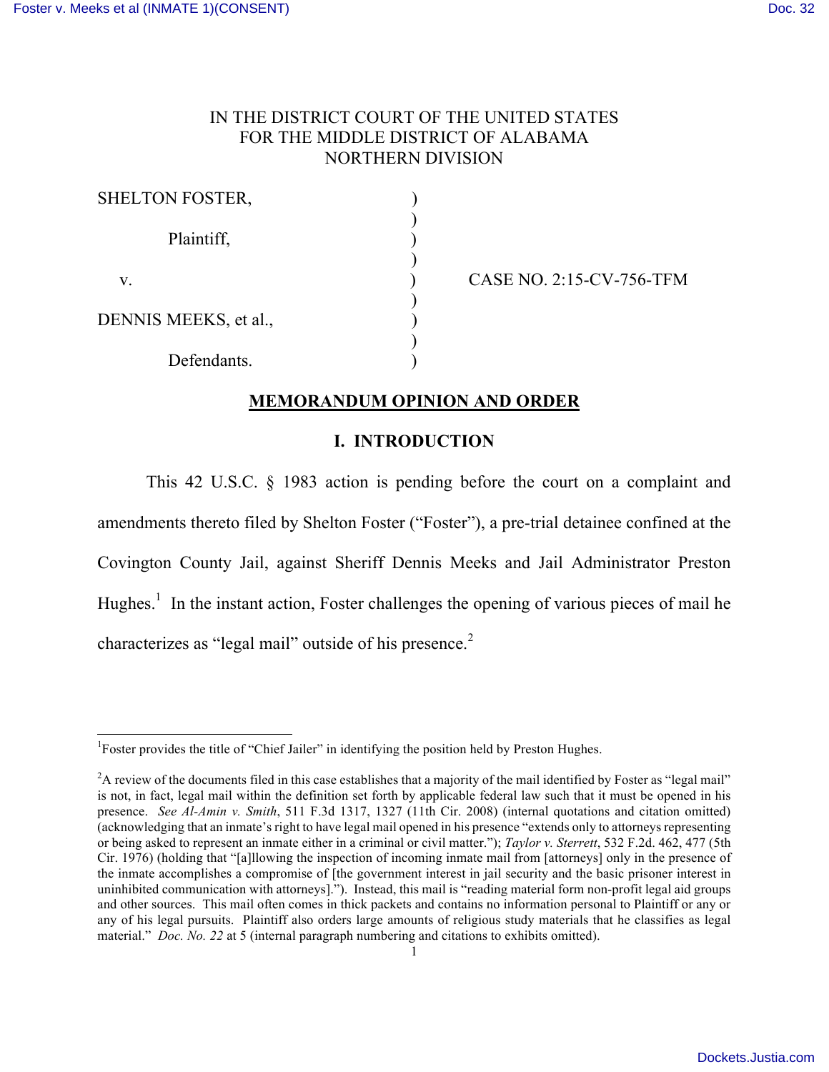IN THE DISTRICT COURT OF THE UNITED STATES
FOR THE MIDDLE DISTRICT OF ALABAMA
NORTHERN DIVISION

| | | |
|---|---|---|
| SHELTON FOSTER, | ) | |
| Plaintiff, | ) | |
| v. | ) | CASE NO. 2:15-CV-756-TFM |
| DENNIS MEEKS, et al., | ) | |
| Defendants. | ) | |

## MEMORANDUM OPINION AND ORDER

### I. INTRODUCTION

This 42 U.S.C. § 1983 action is pending before the court on a complaint and amendments thereto filed by Shelton Foster ("Foster"), a pre-trial detainee confined at the Covington County Jail, against Sheriff Dennis Meeks and Jail Administrator Preston Hughes.[1] In the instant action, Foster challenges the opening of various pieces of mail he characterizes as "legal mail" outside of his presence.[2]

---

[1]Foster provides the title of "Chief Jailer" in identifying the position held by Preston Hughes.

[2]A review of the documents filed in this case establishes that a majority of the mail identified by Foster as "legal mail" is not, in fact, legal mail within the definition set forth by applicable federal law such that it must be opened in his presence. *See Al-Amin v. Smith*, 511 F.3d 1317, 1327 (11th Cir. 2008) (internal quotations and citation omitted) (acknowledging that an inmate's right to have legal mail opened in his presence "extends only to attorneys representing or being asked to represent an inmate either in a criminal or civil matter."); *Taylor v. Sterrett*, 532 F.2d. 462, 477 (5th Cir. 1976) (holding that "[a]llowing the inspection of incoming inmate mail from [attorneys] only in the presence of the inmate accomplishes a compromise of [the government interest in jail security and the basic prisoner interest in uninhibited communication with attorneys]."). Instead, this mail is "reading material form non-profit legal aid groups and other sources. This mail often comes in thick packets and contains no information personal to Plaintiff or any or any of his legal pursuits. Plaintiff also orders large amounts of religious study materials that he classifies as legal material." *Doc. No. 22* at 5 (internal paragraph numbering and citations to exhibits omitted).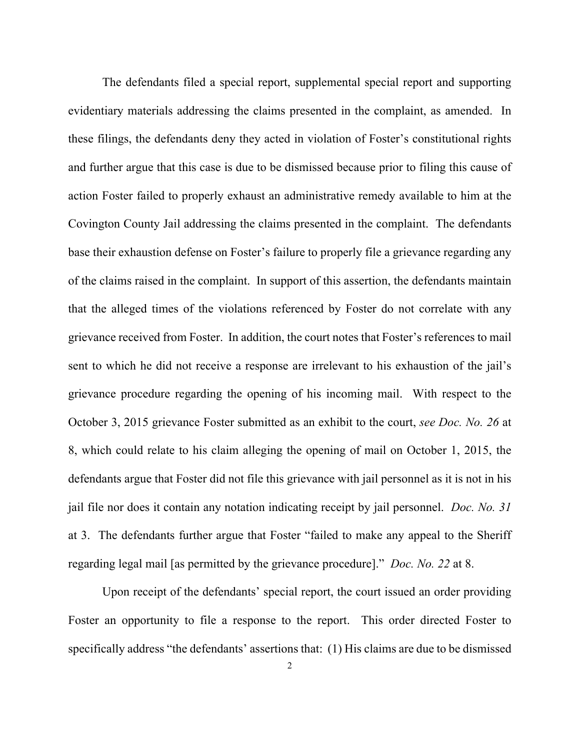The defendants filed a special report, supplemental special report and supporting evidentiary materials addressing the claims presented in the complaint, as amended. In these filings, the defendants deny they acted in violation of Foster's constitutional rights and further argue that this case is due to be dismissed because prior to filing this cause of action Foster failed to properly exhaust an administrative remedy available to him at the Covington County Jail addressing the claims presented in the complaint. The defendants base their exhaustion defense on Foster's failure to properly file a grievance regarding any of the claims raised in the complaint. In support of this assertion, the defendants maintain that the alleged times of the violations referenced by Foster do not correlate with any grievance received from Foster. In addition, the court notes that Foster's references to mail sent to which he did not receive a response are irrelevant to his exhaustion of the jail's grievance procedure regarding the opening of his incoming mail. With respect to the October 3, 2015 grievance Foster submitted as an exhibit to the court, *see Doc. No. 26* at 8, which could relate to his claim alleging the opening of mail on October 1, 2015, the defendants argue that Foster did not file this grievance with jail personnel as it is not in his jail file nor does it contain any notation indicating receipt by jail personnel. *Doc. No. 31* at 3. The defendants further argue that Foster "failed to make any appeal to the Sheriff regarding legal mail [as permitted by the grievance procedure]." *Doc. No. 22* at 8.

Upon receipt of the defendants' special report, the court issued an order providing Foster an opportunity to file a response to the report. This order directed Foster to specifically address "the defendants' assertions that: (1) His claims are due to be dismissed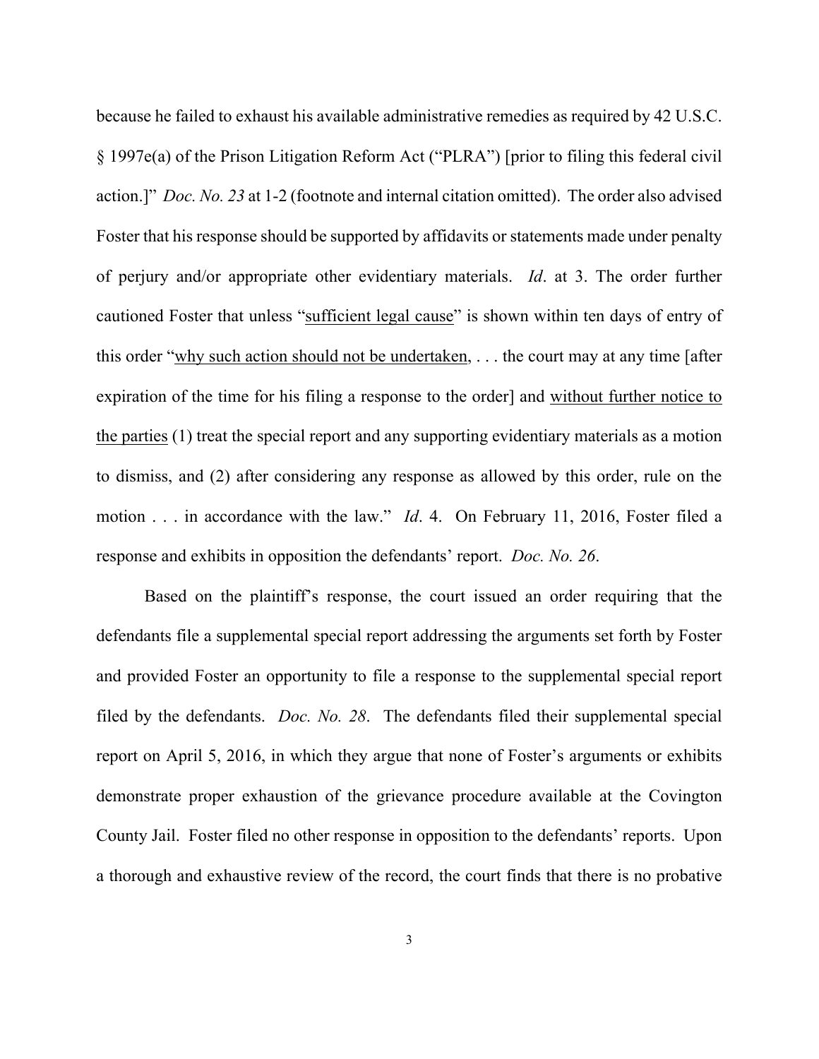because he failed to exhaust his available administrative remedies as required by 42 U.S.C. § 1997e(a) of the Prison Litigation Reform Act ("PLRA") [prior to filing this federal civil action.]" *Doc. No. 23* at 1-2 (footnote and internal citation omitted). The order also advised Foster that his response should be supported by affidavits or statements made under penalty of perjury and/or appropriate other evidentiary materials. *Id*. at 3. The order further cautioned Foster that unless "sufficient legal cause" is shown within ten days of entry of this order "why such action should not be undertaken, . . . the court may at any time [after expiration of the time for his filing a response to the order] and without further notice to the parties (1) treat the special report and any supporting evidentiary materials as a motion to dismiss, and (2) after considering any response as allowed by this order, rule on the motion . . . in accordance with the law." *Id*. 4. On February 11, 2016, Foster filed a response and exhibits in opposition the defendants' report. *Doc. No. 26*.

Based on the plaintiff's response, the court issued an order requiring that the defendants file a supplemental special report addressing the arguments set forth by Foster and provided Foster an opportunity to file a response to the supplemental special report filed by the defendants. *Doc. No. 28*. The defendants filed their supplemental special report on April 5, 2016, in which they argue that none of Foster's arguments or exhibits demonstrate proper exhaustion of the grievance procedure available at the Covington County Jail. Foster filed no other response in opposition to the defendants' reports. Upon a thorough and exhaustive review of the record, the court finds that there is no probative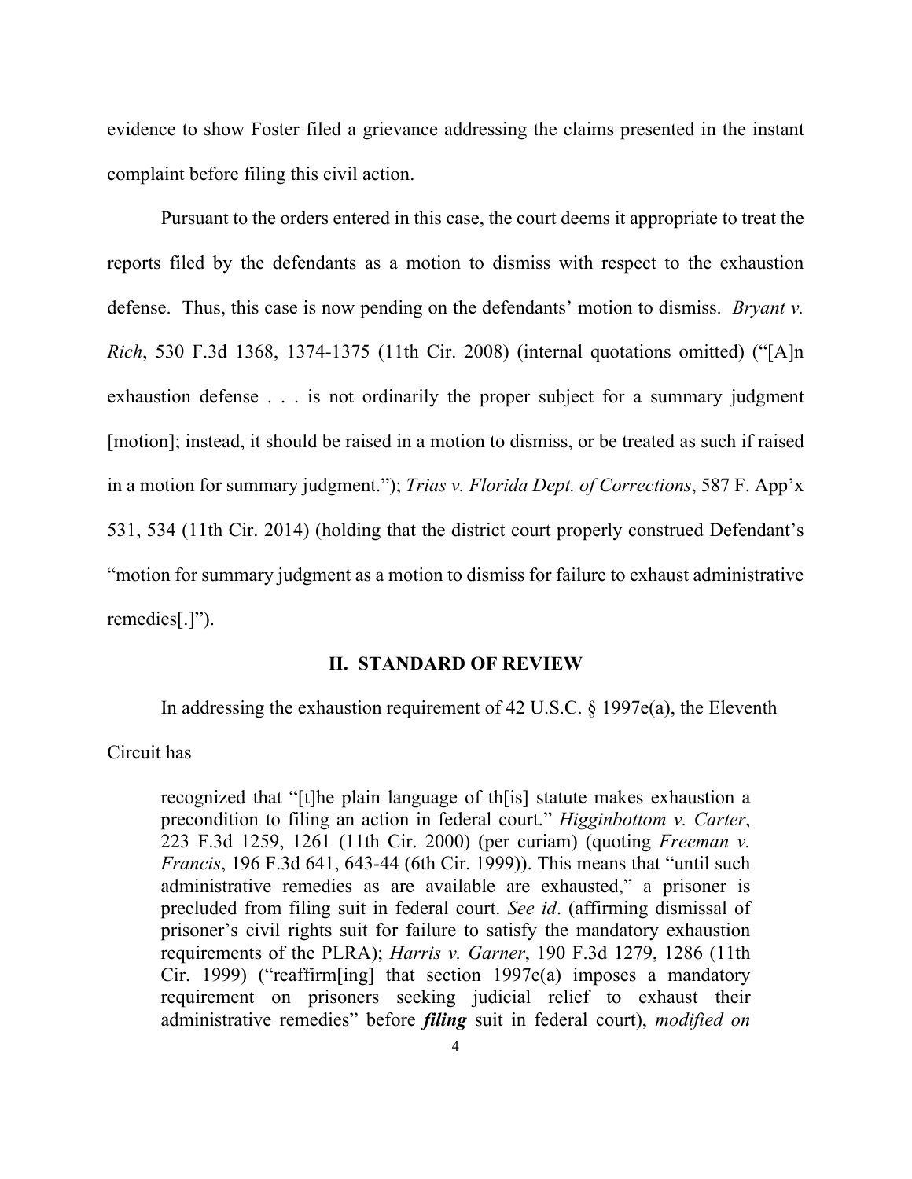evidence to show Foster filed a grievance addressing the claims presented in the instant complaint before filing this civil action.

Pursuant to the orders entered in this case, the court deems it appropriate to treat the reports filed by the defendants as a motion to dismiss with respect to the exhaustion defense. Thus, this case is now pending on the defendants' motion to dismiss. *Bryant v. Rich*, 530 F.3d 1368, 1374-1375 (11th Cir. 2008) (internal quotations omitted) ("[A]n exhaustion defense . . . is not ordinarily the proper subject for a summary judgment [motion]; instead, it should be raised in a motion to dismiss, or be treated as such if raised in a motion for summary judgment."); *Trias v. Florida Dept. of Corrections*, 587 F. App'x 531, 534 (11th Cir. 2014) (holding that the district court properly construed Defendant's "motion for summary judgment as a motion to dismiss for failure to exhaust administrative remedies[.]").

## II. STANDARD OF REVIEW

In addressing the exhaustion requirement of 42 U.S.C. § 1997e(a), the Eleventh Circuit has

> recognized that "[t]he plain language of th[is] statute makes exhaustion a precondition to filing an action in federal court." *Higginbottom v. Carter*, 223 F.3d 1259, 1261 (11th Cir. 2000) (per curiam) (quoting *Freeman v. Francis*, 196 F.3d 641, 643-44 (6th Cir. 1999)). This means that "until such administrative remedies as are available are exhausted," a prisoner is precluded from filing suit in federal court. *See id*. (affirming dismissal of prisoner's civil rights suit for failure to satisfy the mandatory exhaustion requirements of the PLRA); *Harris v. Garner*, 190 F.3d 1279, 1286 (11th Cir. 1999) ("reaffirm[ing] that section 1997e(a) imposes a mandatory requirement on prisoners seeking judicial relief to exhaust their administrative remedies" before ***filing*** suit in federal court), *modified on*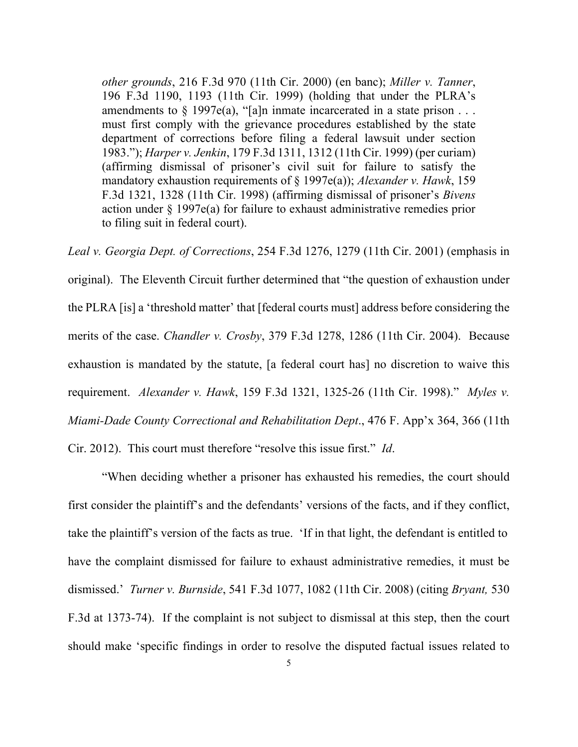> *other grounds*, 216 F.3d 970 (11th Cir. 2000) (en banc); *Miller v. Tanner*, 196 F.3d 1190, 1193 (11th Cir. 1999) (holding that under the PLRA's amendments to § 1997e(a), "[a]n inmate incarcerated in a state prison . . . must first comply with the grievance procedures established by the state department of corrections before filing a federal lawsuit under section 1983."); *Harper v. Jenkin*, 179 F.3d 1311, 1312 (11th Cir. 1999) (per curiam) (affirming dismissal of prisoner's civil suit for failure to satisfy the mandatory exhaustion requirements of § 1997e(a)); *Alexander v. Hawk*, 159 F.3d 1321, 1328 (11th Cir. 1998) (affirming dismissal of prisoner's *Bivens* action under § 1997e(a) for failure to exhaust administrative remedies prior to filing suit in federal court).

*Leal v. Georgia Dept. of Corrections*, 254 F.3d 1276, 1279 (11th Cir. 2001) (emphasis in original). The Eleventh Circuit further determined that "the question of exhaustion under the PLRA [is] a 'threshold matter' that [federal courts must] address before considering the merits of the case. *Chandler v. Crosby*, 379 F.3d 1278, 1286 (11th Cir. 2004). Because exhaustion is mandated by the statute, [a federal court has] no discretion to waive this requirement. *Alexander v. Hawk*, 159 F.3d 1321, 1325-26 (11th Cir. 1998)." *Myles v. Miami-Dade County Correctional and Rehabilitation Dept*., 476 F. App'x 364, 366 (11th Cir. 2012). This court must therefore "resolve this issue first." *Id*.

"When deciding whether a prisoner has exhausted his remedies, the court should first consider the plaintiff's and the defendants' versions of the facts, and if they conflict, take the plaintiff's version of the facts as true. 'If in that light, the defendant is entitled to have the complaint dismissed for failure to exhaust administrative remedies, it must be dismissed.' *Turner v. Burnside*, 541 F.3d 1077, 1082 (11th Cir. 2008) (citing *Bryant,* 530 F.3d at 1373-74). If the complaint is not subject to dismissal at this step, then the court should make 'specific findings in order to resolve the disputed factual issues related to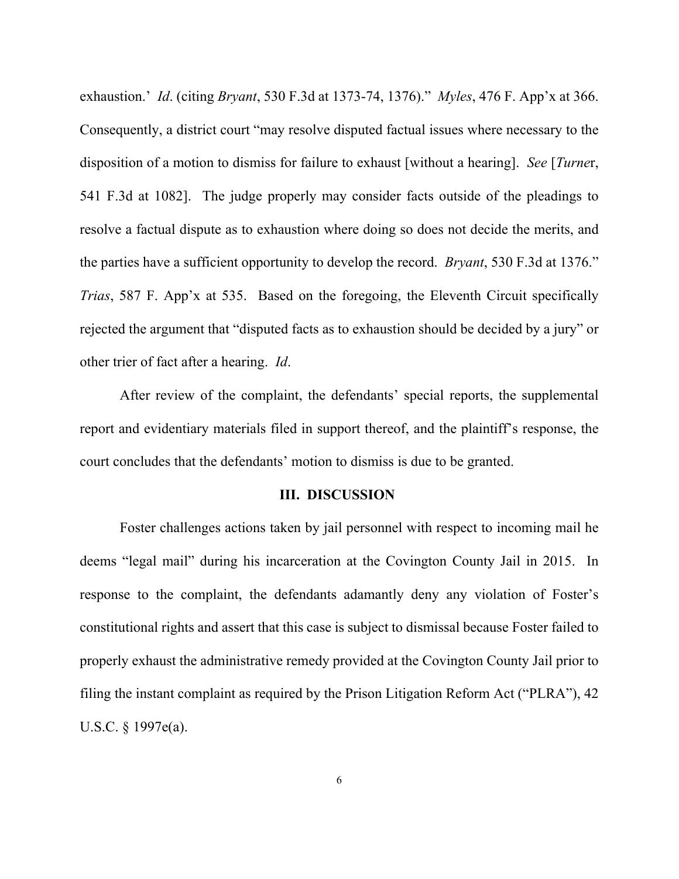exhaustion.' *Id*. (citing *Bryant*, 530 F.3d at 1373-74, 1376)." *Myles*, 476 F. App'x at 366. Consequently, a district court "may resolve disputed factual issues where necessary to the disposition of a motion to dismiss for failure to exhaust [without a hearing]. *See* [*Turner*, 541 F.3d at 1082]. The judge properly may consider facts outside of the pleadings to resolve a factual dispute as to exhaustion where doing so does not decide the merits, and the parties have a sufficient opportunity to develop the record. *Bryant*, 530 F.3d at 1376." *Trias*, 587 F. App'x at 535. Based on the foregoing, the Eleventh Circuit specifically rejected the argument that "disputed facts as to exhaustion should be decided by a jury" or other trier of fact after a hearing. *Id*.

After review of the complaint, the defendants' special reports, the supplemental report and evidentiary materials filed in support thereof, and the plaintiff's response, the court concludes that the defendants' motion to dismiss is due to be granted.

## III. DISCUSSION

Foster challenges actions taken by jail personnel with respect to incoming mail he deems "legal mail" during his incarceration at the Covington County Jail in 2015. In response to the complaint, the defendants adamantly deny any violation of Foster's constitutional rights and assert that this case is subject to dismissal because Foster failed to properly exhaust the administrative remedy provided at the Covington County Jail prior to filing the instant complaint as required by the Prison Litigation Reform Act ("PLRA"), 42 U.S.C. § 1997e(a).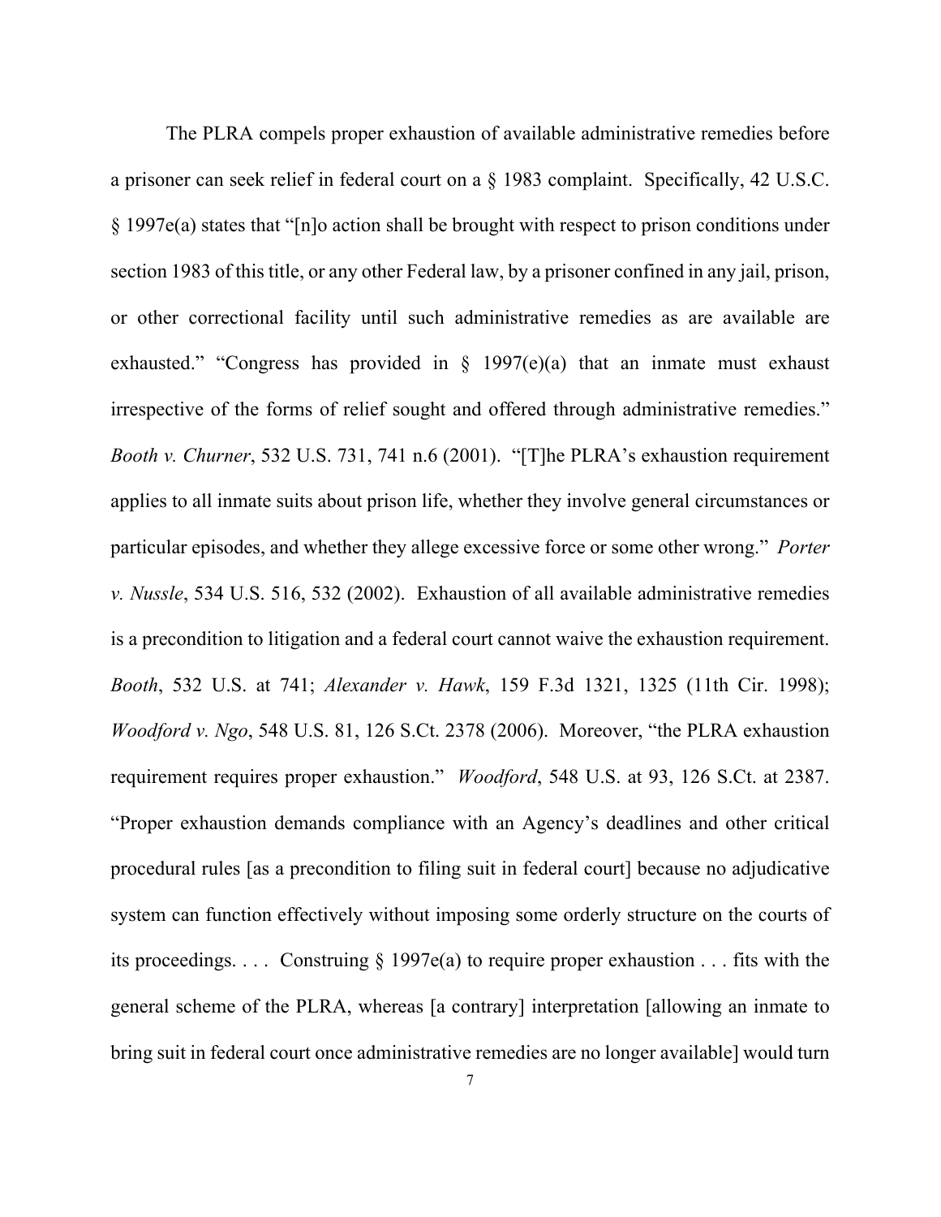The PLRA compels proper exhaustion of available administrative remedies before a prisoner can seek relief in federal court on a § 1983 complaint. Specifically, 42 U.S.C. § 1997e(a) states that "[n]o action shall be brought with respect to prison conditions under section 1983 of this title, or any other Federal law, by a prisoner confined in any jail, prison, or other correctional facility until such administrative remedies as are available are exhausted." "Congress has provided in § 1997(e)(a) that an inmate must exhaust irrespective of the forms of relief sought and offered through administrative remedies." *Booth v. Churner*, 532 U.S. 731, 741 n.6 (2001). "[T]he PLRA's exhaustion requirement applies to all inmate suits about prison life, whether they involve general circumstances or particular episodes, and whether they allege excessive force or some other wrong." *Porter v. Nussle*, 534 U.S. 516, 532 (2002). Exhaustion of all available administrative remedies is a precondition to litigation and a federal court cannot waive the exhaustion requirement. *Booth*, 532 U.S. at 741; *Alexander v. Hawk*, 159 F.3d 1321, 1325 (11th Cir. 1998); *Woodford v. Ngo*, 548 U.S. 81, 126 S.Ct. 2378 (2006). Moreover, "the PLRA exhaustion requirement requires proper exhaustion." *Woodford*, 548 U.S. at 93, 126 S.Ct. at 2387. "Proper exhaustion demands compliance with an Agency's deadlines and other critical procedural rules [as a precondition to filing suit in federal court] because no adjudicative system can function effectively without imposing some orderly structure on the courts of its proceedings. . . . Construing § 1997e(a) to require proper exhaustion . . . fits with the general scheme of the PLRA, whereas [a contrary] interpretation [allowing an inmate to bring suit in federal court once administrative remedies are no longer available] would turn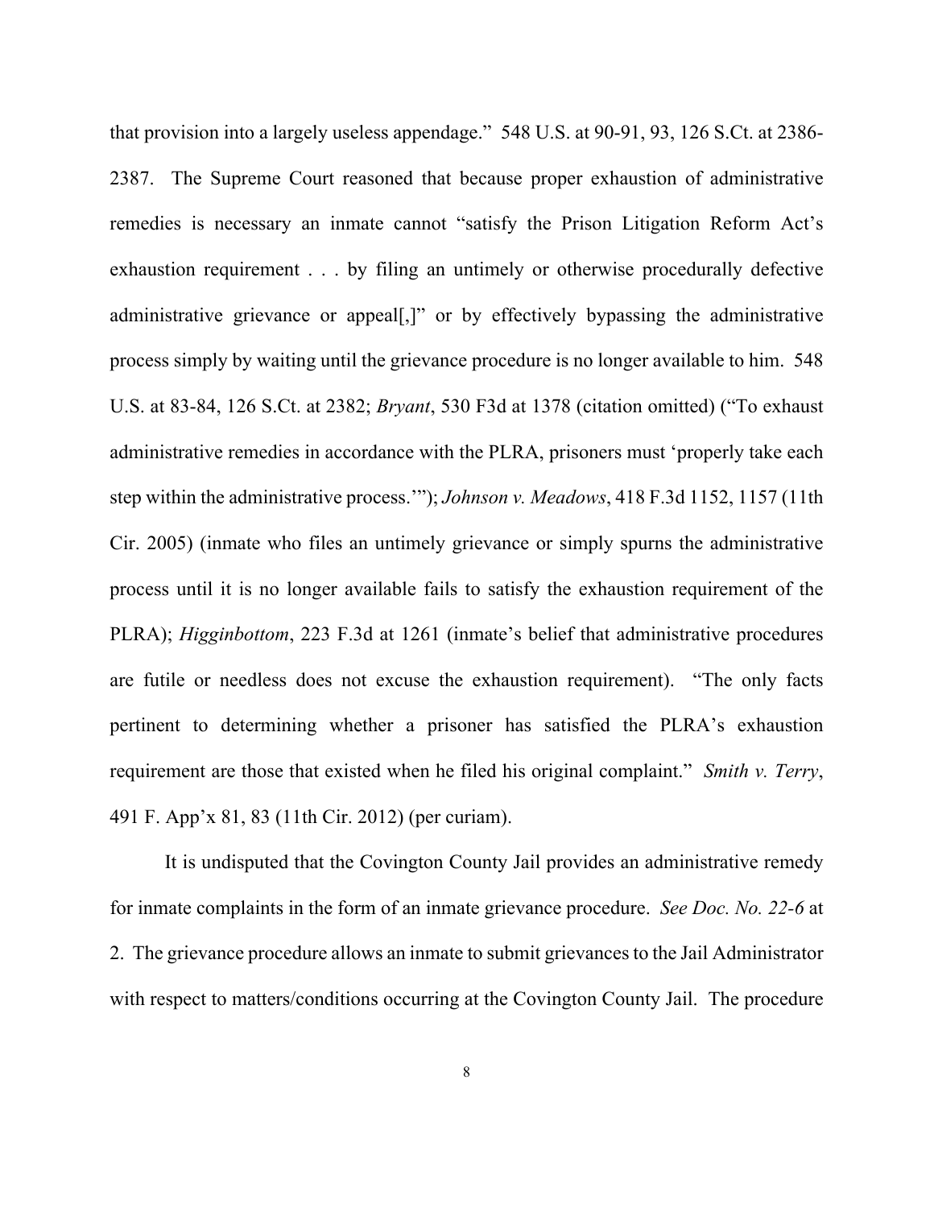that provision into a largely useless appendage." 548 U.S. at 90-91, 93, 126 S.Ct. at 2386-2387. The Supreme Court reasoned that because proper exhaustion of administrative remedies is necessary an inmate cannot "satisfy the Prison Litigation Reform Act's exhaustion requirement . . . by filing an untimely or otherwise procedurally defective administrative grievance or appeal[,]" or by effectively bypassing the administrative process simply by waiting until the grievance procedure is no longer available to him. 548 U.S. at 83-84, 126 S.Ct. at 2382; *Bryant*, 530 F3d at 1378 (citation omitted) ("To exhaust administrative remedies in accordance with the PLRA, prisoners must 'properly take each step within the administrative process.'"); *Johnson v. Meadows*, 418 F.3d 1152, 1157 (11th Cir. 2005) (inmate who files an untimely grievance or simply spurns the administrative process until it is no longer available fails to satisfy the exhaustion requirement of the PLRA); *Higginbottom*, 223 F.3d at 1261 (inmate's belief that administrative procedures are futile or needless does not excuse the exhaustion requirement). "The only facts pertinent to determining whether a prisoner has satisfied the PLRA's exhaustion requirement are those that existed when he filed his original complaint." *Smith v. Terry*, 491 F. App'x 81, 83 (11th Cir. 2012) (per curiam).

It is undisputed that the Covington County Jail provides an administrative remedy for inmate complaints in the form of an inmate grievance procedure. *See Doc. No. 22-6* at 2. The grievance procedure allows an inmate to submit grievances to the Jail Administrator with respect to matters/conditions occurring at the Covington County Jail. The procedure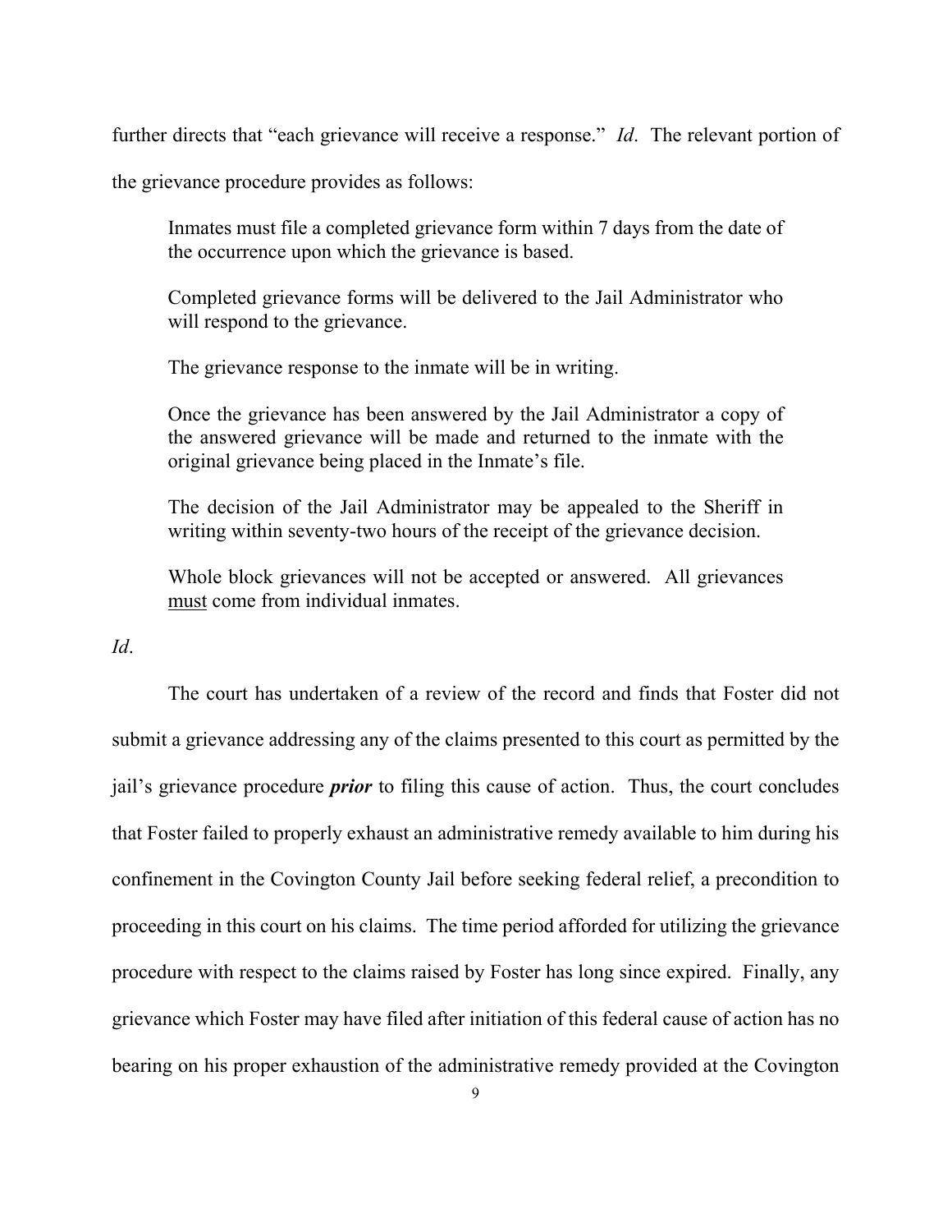further directs that "each grievance will receive a response." *Id*. The relevant portion of the grievance procedure provides as follows:

> Inmates must file a completed grievance form within 7 days from the date of the occurrence upon which the grievance is based.
>
> Completed grievance forms will be delivered to the Jail Administrator who will respond to the grievance.
>
> The grievance response to the inmate will be in writing.
>
> Once the grievance has been answered by the Jail Administrator a copy of the answered grievance will be made and returned to the inmate with the original grievance being placed in the Inmate's file.
>
> The decision of the Jail Administrator may be appealed to the Sheriff in writing within seventy-two hours of the receipt of the grievance decision.
>
> Whole block grievances will not be accepted or answered. All grievances <u>must</u> come from individual inmates.

*Id*.

The court has undertaken of a review of the record and finds that Foster did not submit a grievance addressing any of the claims presented to this court as permitted by the jail's grievance procedure ***prior*** to filing this cause of action. Thus, the court concludes that Foster failed to properly exhaust an administrative remedy available to him during his confinement in the Covington County Jail before seeking federal relief, a precondition to proceeding in this court on his claims. The time period afforded for utilizing the grievance procedure with respect to the claims raised by Foster has long since expired. Finally, any grievance which Foster may have filed after initiation of this federal cause of action has no bearing on his proper exhaustion of the administrative remedy provided at the Covington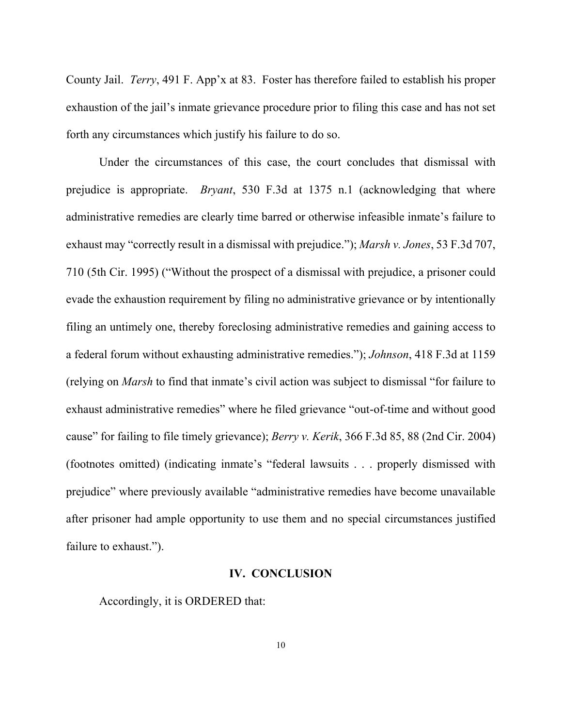County Jail. *Terry*, 491 F. App'x at 83. Foster has therefore failed to establish his proper exhaustion of the jail's inmate grievance procedure prior to filing this case and has not set forth any circumstances which justify his failure to do so.

Under the circumstances of this case, the court concludes that dismissal with prejudice is appropriate. *Bryant*, 530 F.3d at 1375 n.1 (acknowledging that where administrative remedies are clearly time barred or otherwise infeasible inmate's failure to exhaust may "correctly result in a dismissal with prejudice."); *Marsh v. Jones*, 53 F.3d 707, 710 (5th Cir. 1995) ("Without the prospect of a dismissal with prejudice, a prisoner could evade the exhaustion requirement by filing no administrative grievance or by intentionally filing an untimely one, thereby foreclosing administrative remedies and gaining access to a federal forum without exhausting administrative remedies."); *Johnson*, 418 F.3d at 1159 (relying on *Marsh* to find that inmate's civil action was subject to dismissal "for failure to exhaust administrative remedies" where he filed grievance "out-of-time and without good cause" for failing to file timely grievance); *Berry v. Kerik*, 366 F.3d 85, 88 (2nd Cir. 2004) (footnotes omitted) (indicating inmate's "federal lawsuits . . . properly dismissed with prejudice" where previously available "administrative remedies have become unavailable after prisoner had ample opportunity to use them and no special circumstances justified failure to exhaust.").

## IV. CONCLUSION

Accordingly, it is ORDERED that: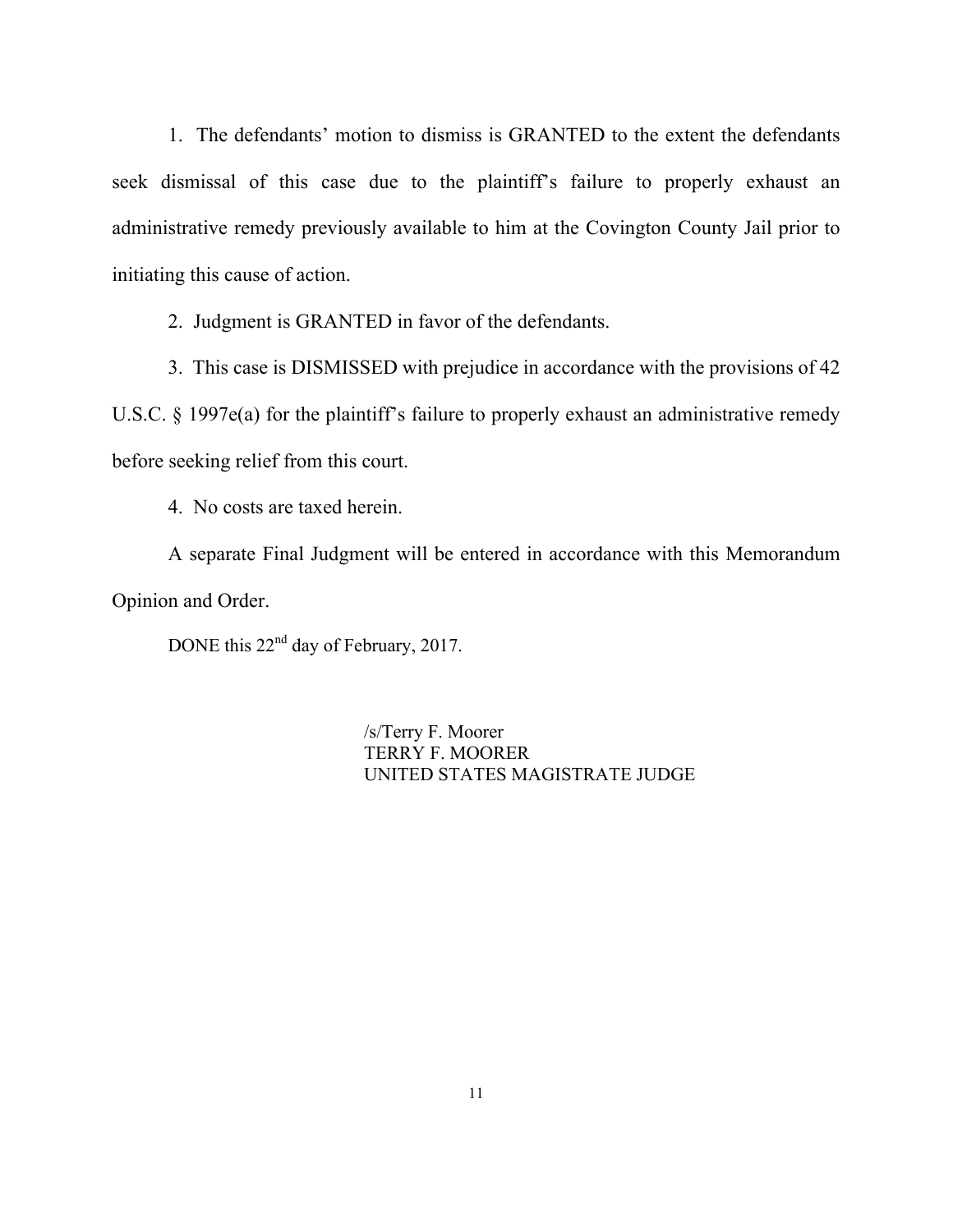1. The defendants' motion to dismiss is GRANTED to the extent the defendants seek dismissal of this case due to the plaintiff's failure to properly exhaust an administrative remedy previously available to him at the Covington County Jail prior to initiating this cause of action.

2. Judgment is GRANTED in favor of the defendants.

3. This case is DISMISSED with prejudice in accordance with the provisions of 42 U.S.C. § 1997e(a) for the plaintiff's failure to properly exhaust an administrative remedy before seeking relief from this court.

4. No costs are taxed herein.

A separate Final Judgment will be entered in accordance with this Memorandum Opinion and Order.

DONE this 22nd day of February, 2017.

/s/Terry F. Moorer  
TERRY F. MOORER  
UNITED STATES MAGISTRATE JUDGE